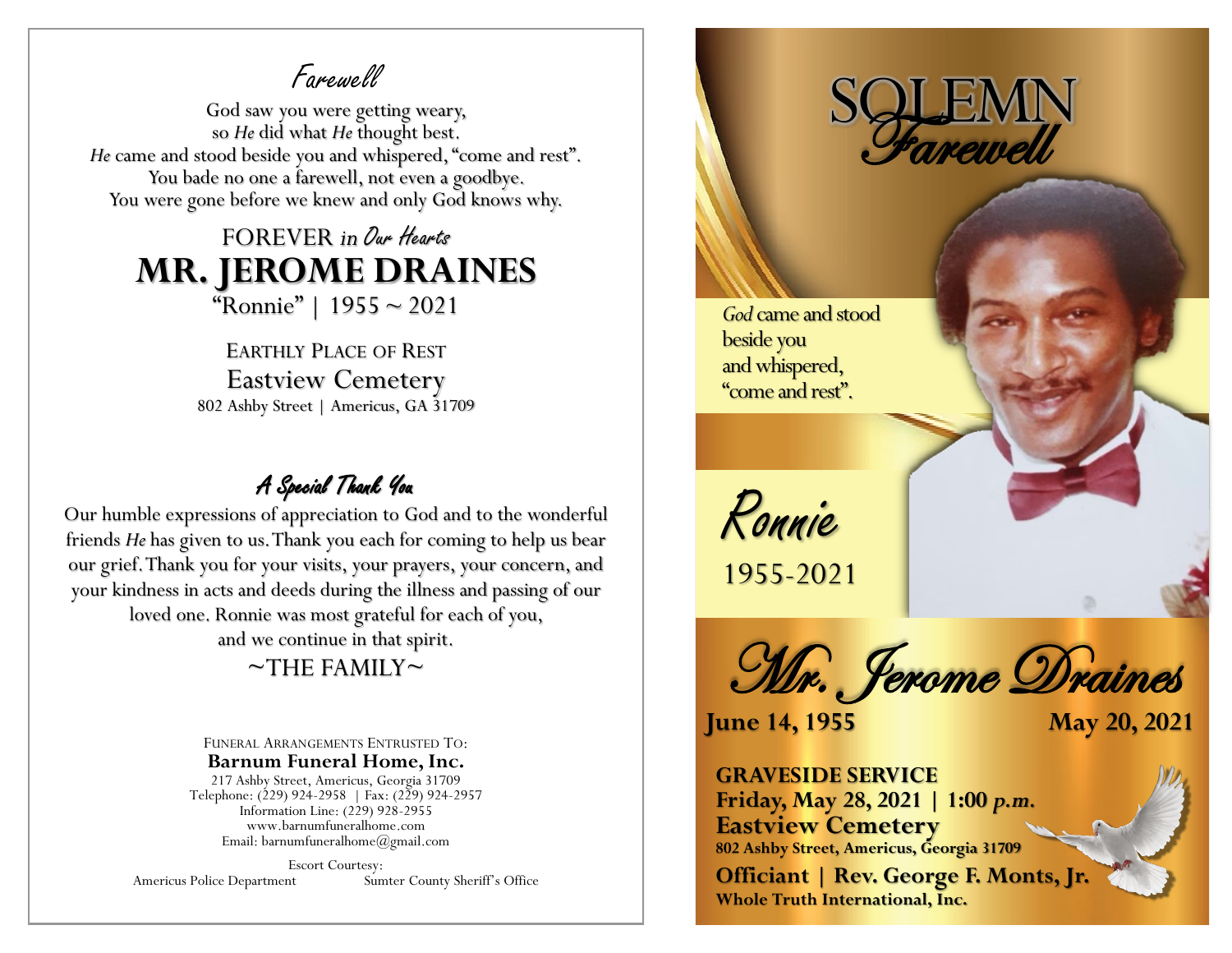## Farewell

God saw you were getting weary,
so *He* did what *He* thought best.
*He* came and stood beside you and whispered, "come and rest".
You bade no one a farewell, not even a goodbye.
You were gone before we knew and only God knows why.

FOREVER *in Our Hearts*

# MR. JEROME DRAINES

"Ronnie" | 1955 ~ 2021

EARTHLY PLACE OF REST

Eastview Cemetery

802 Ashby Street | Americus, GA 31709

## *A Special Thank You*

Our humble expressions of appreciation to God and to the wonderful friends *He* has given to us. Thank you each for coming to help us bear our grief. Thank you for your visits, your prayers, your concern, and your kindness in acts and deeds during the illness and passing of our loved one. Ronnie was most grateful for each of you, and we continue in that spirit.

~THE FAMILY~

FUNERAL ARRANGEMENTS ENTRUSTED TO:

**Barnum Funeral Home, Inc.**

217 Ashby Street, Americus, Georgia 31709
Telephone: (229) 924-2958 | Fax: (229) 924-2957
Information Line: (229) 928-2955
www.barnumfuneralhome.com
Email: barnumfuneralhome@gmail.com

Escort Courtesy:
Americus Police Department — Sumter County Sheriff's Office

# SOLEMN *Farewell*

*God* came and stood beside you and whispered, "come and rest".

*Ronnie*

1955-2021

## *Mr. Jerome Draines*

**June 14, 1955** — **May 20, 2021**

**GRAVESIDE SERVICE**
**Friday, May 28, 2021 | 1:00 *p.m.***
**Eastview Cemetery**
**802 Ashby Street, Americus, Georgia 31709**
**Officiant | Rev. George F. Monts, Jr.**
**Whole Truth International, Inc.**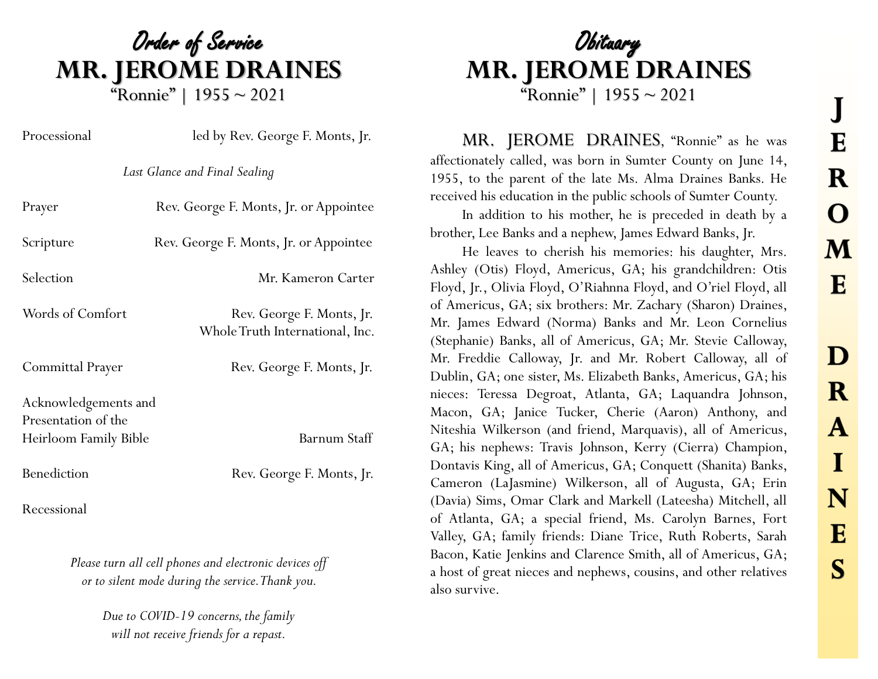*Order of Service*

# MR. JEROME DRAINES

"Ronnie" | 1955 ~ 2021

Processional — led by Rev. George F. Monts, Jr.

*Last Glance and Final Sealing*

Prayer — Rev. George F. Monts, Jr. or Appointee

Scripture — Rev. George F. Monts, Jr. or Appointee

Selection — Mr. Kameron Carter

Words of Comfort — Rev. George F. Monts, Jr.
Whole Truth International, Inc.

Committal Prayer — Rev. George F. Monts, Jr.

Acknowledgements and Presentation of the Heirloom Family Bible — Barnum Staff

Benediction — Rev. George F. Monts, Jr.

Recessional

*Please turn all cell phones and electronic devices off or to silent mode during the service. Thank you.*

*Due to COVID-19 concerns, the family will not receive friends for a repast.*

*Obituary*

# MR. JEROME DRAINES

"Ronnie" | 1955 ~ 2021

MR. JEROME DRAINES, "Ronnie" as he was affectionately called, was born in Sumter County on June 14, 1955, to the parent of the late Ms. Alma Draines Banks. He received his education in the public schools of Sumter County.

In addition to his mother, he is preceded in death by a brother, Lee Banks and a nephew, James Edward Banks, Jr.

He leaves to cherish his memories: his daughter, Mrs. Ashley (Otis) Floyd, Americus, GA; his grandchildren: Otis Floyd, Jr., Olivia Floyd, O'Riahnna Floyd, and O'riel Floyd, all of Americus, GA; six brothers: Mr. Zachary (Sharon) Draines, Mr. James Edward (Norma) Banks and Mr. Leon Cornelius (Stephanie) Banks, all of Americus, GA; Mr. Stevie Calloway, Mr. Freddie Calloway, Jr. and Mr. Robert Calloway, all of Dublin, GA; one sister, Ms. Elizabeth Banks, Americus, GA; his nieces: Teressa Degroat, Atlanta, GA; Laquandra Johnson, Macon, GA; Janice Tucker, Cherie (Aaron) Anthony, and Niteshia Wilkerson (and friend, Marquavis), all of Americus, GA; his nephews: Travis Johnson, Kerry (Cierra) Champion, Dontavis King, all of Americus, GA; Conquett (Shanita) Banks, Cameron (LaJasmine) Wilkerson, all of Augusta, GA; Erin (Davia) Sims, Omar Clark and Markell (Lateesha) Mitchell, all of Atlanta, GA; a special friend, Ms. Carolyn Barnes, Fort Valley, GA; family friends: Diane Trice, Ruth Roberts, Sarah Bacon, Katie Jenkins and Clarence Smith, all of Americus, GA; a host of great nieces and nephews, cousins, and other relatives also survive.

**JEROME DRAINES**